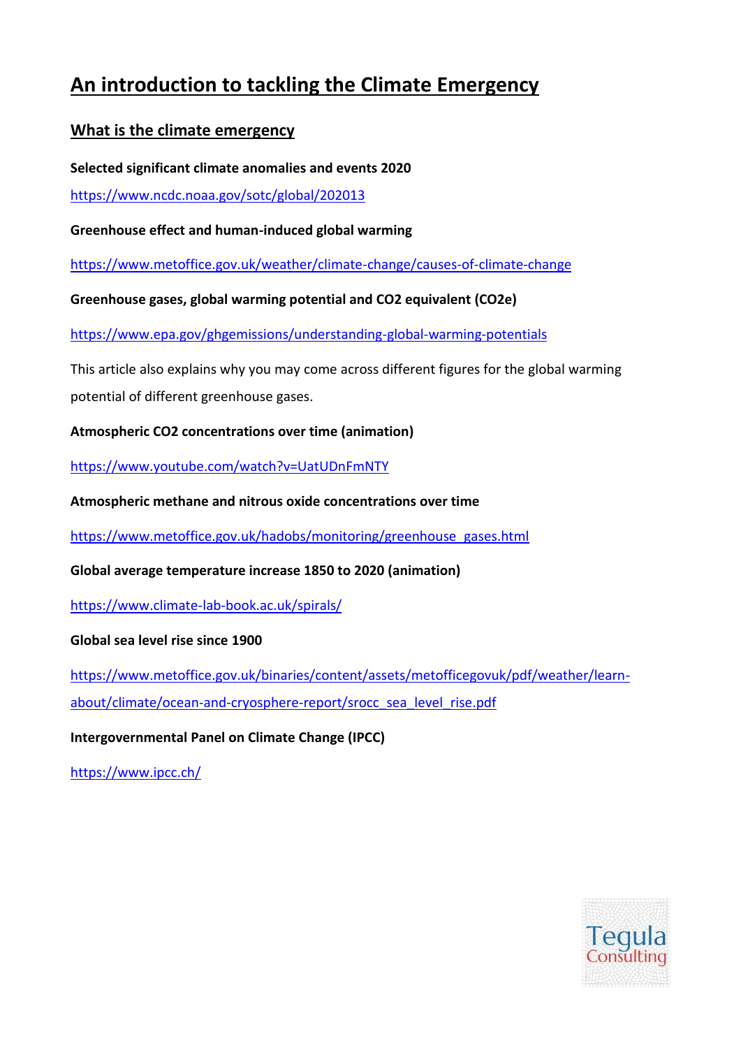# An introduction to tackling the Climate Emergency

## What is the climate emergency

**Selected significant climate anomalies and events 2020**

https://www.ncdc.noaa.gov/sotc/global/202013

**Greenhouse effect and human-induced global warming**

https://www.metoffice.gov.uk/weather/climate-change/causes-of-climate-change

**Greenhouse gases, global warming potential and CO2 equivalent (CO2e)**

https://www.epa.gov/ghgemissions/understanding-global-warming-potentials

This article also explains why you may come across different figures for the global warming potential of different greenhouse gases.

**Atmospheric CO2 concentrations over time (animation)**

https://www.youtube.com/watch?v=UatUDnFmNTY

**Atmospheric methane and nitrous oxide concentrations over time**

https://www.metoffice.gov.uk/hadobs/monitoring/greenhouse_gases.html

**Global average temperature increase 1850 to 2020 (animation)**

https://www.climate-lab-book.ac.uk/spirals/

**Global sea level rise since 1900**

https://www.metoffice.gov.uk/binaries/content/assets/metofficegovuk/pdf/weather/learn-about/climate/ocean-and-cryosphere-report/srocc_sea_level_rise.pdf

**Intergovernmental Panel on Climate Change (IPCC)**

https://www.ipcc.ch/

Tegula Consulting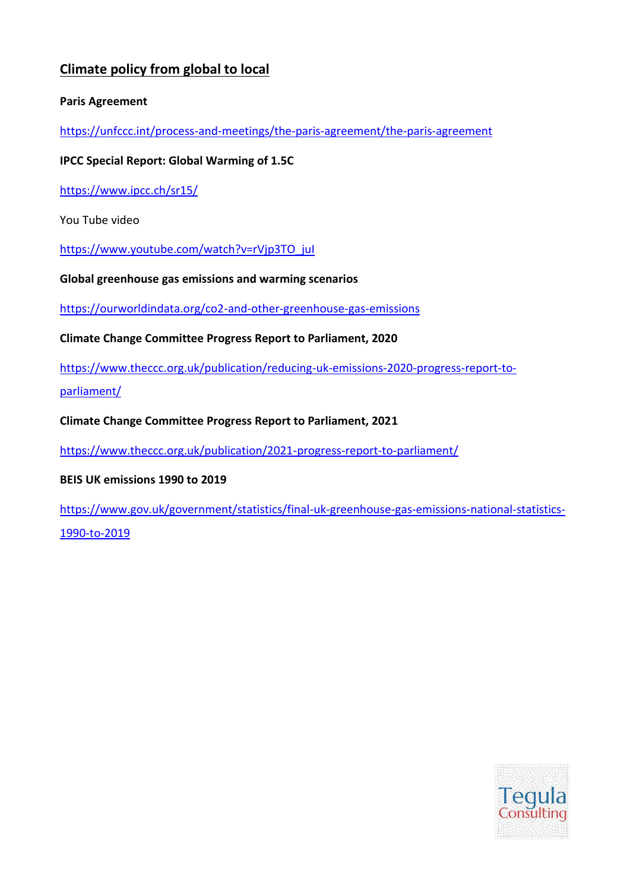## Climate policy from global to local

**Paris Agreement**

https://unfccc.int/process-and-meetings/the-paris-agreement/the-paris-agreement

**IPCC Special Report: Global Warming of 1.5C**

https://www.ipcc.ch/sr15/

You Tube video

https://www.youtube.com/watch?v=rVjp3TO_juI

**Global greenhouse gas emissions and warming scenarios**

https://ourworldindata.org/co2-and-other-greenhouse-gas-emissions

**Climate Change Committee Progress Report to Parliament, 2020**

https://www.theccc.org.uk/publication/reducing-uk-emissions-2020-progress-report-to-parliament/

**Climate Change Committee Progress Report to Parliament, 2021**

https://www.theccc.org.uk/publication/2021-progress-report-to-parliament/

**BEIS UK emissions 1990 to 2019**

https://www.gov.uk/government/statistics/final-uk-greenhouse-gas-emissions-national-statistics-1990-to-2019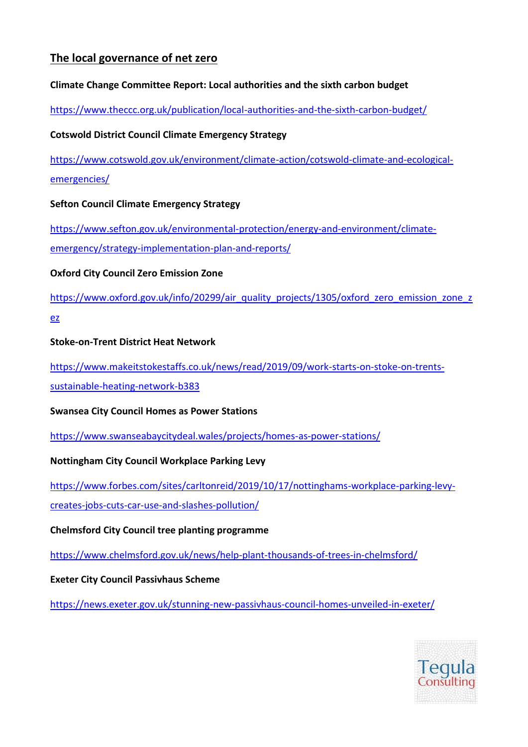## The local governance of net zero

**Climate Change Committee Report: Local authorities and the sixth carbon budget**

https://www.theccc.org.uk/publication/local-authorities-and-the-sixth-carbon-budget/

**Cotswold District Council Climate Emergency Strategy**

https://www.cotswold.gov.uk/environment/climate-action/cotswold-climate-and-ecological-emergencies/

**Sefton Council Climate Emergency Strategy**

https://www.sefton.gov.uk/environmental-protection/energy-and-environment/climate-emergency/strategy-implementation-plan-and-reports/

**Oxford City Council Zero Emission Zone**

https://www.oxford.gov.uk/info/20299/air_quality_projects/1305/oxford_zero_emission_zone_zez

**Stoke-on-Trent District Heat Network**

https://www.makeitstokestaffs.co.uk/news/read/2019/09/work-starts-on-stoke-on-trents-sustainable-heating-network-b383

**Swansea City Council Homes as Power Stations**

https://www.swanseabaycitydeal.wales/projects/homes-as-power-stations/

**Nottingham City Council Workplace Parking Levy**

https://www.forbes.com/sites/carltonreid/2019/10/17/nottinghams-workplace-parking-levy-creates-jobs-cuts-car-use-and-slashes-pollution/

**Chelmsford City Council tree planting programme**

https://www.chelmsford.gov.uk/news/help-plant-thousands-of-trees-in-chelmsford/

**Exeter City Council Passivhaus Scheme**

https://news.exeter.gov.uk/stunning-new-passivhaus-council-homes-unveiled-in-exeter/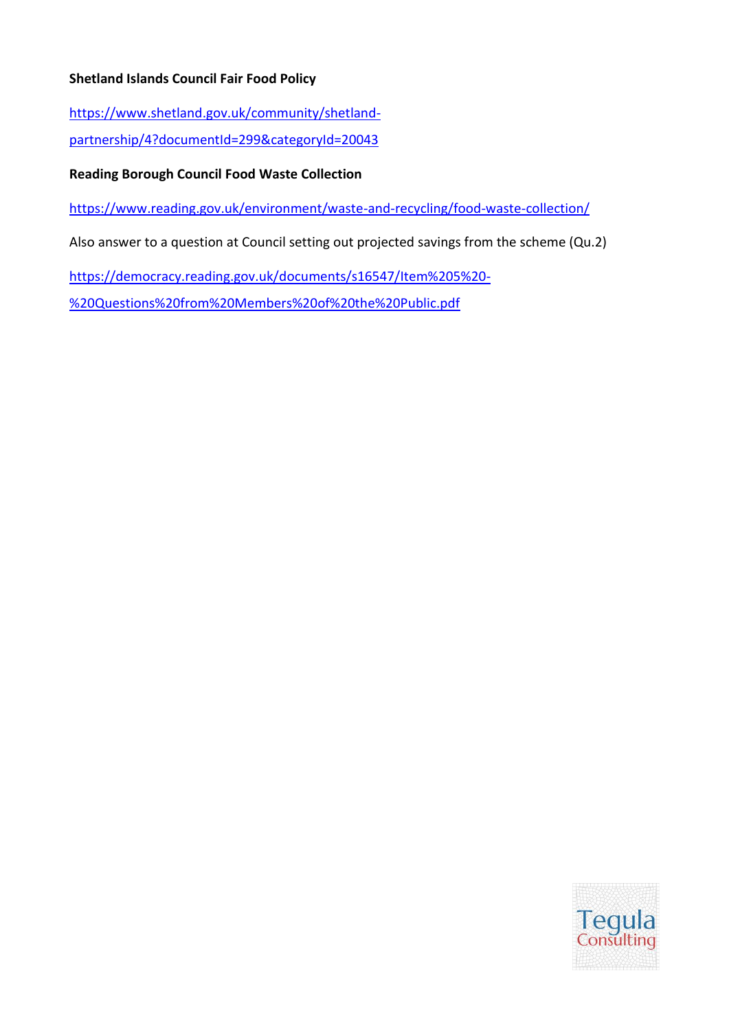**Shetland Islands Council Fair Food Policy**

https://www.shetland.gov.uk/community/shetland-partnership/4?documentId=299&categoryId=20043

**Reading Borough Council Food Waste Collection**

https://www.reading.gov.uk/environment/waste-and-recycling/food-waste-collection/

Also answer to a question at Council setting out projected savings from the scheme (Qu.2)

https://democracy.reading.gov.uk/documents/s16547/Item%205%20-%20Questions%20from%20Members%20of%20the%20Public.pdf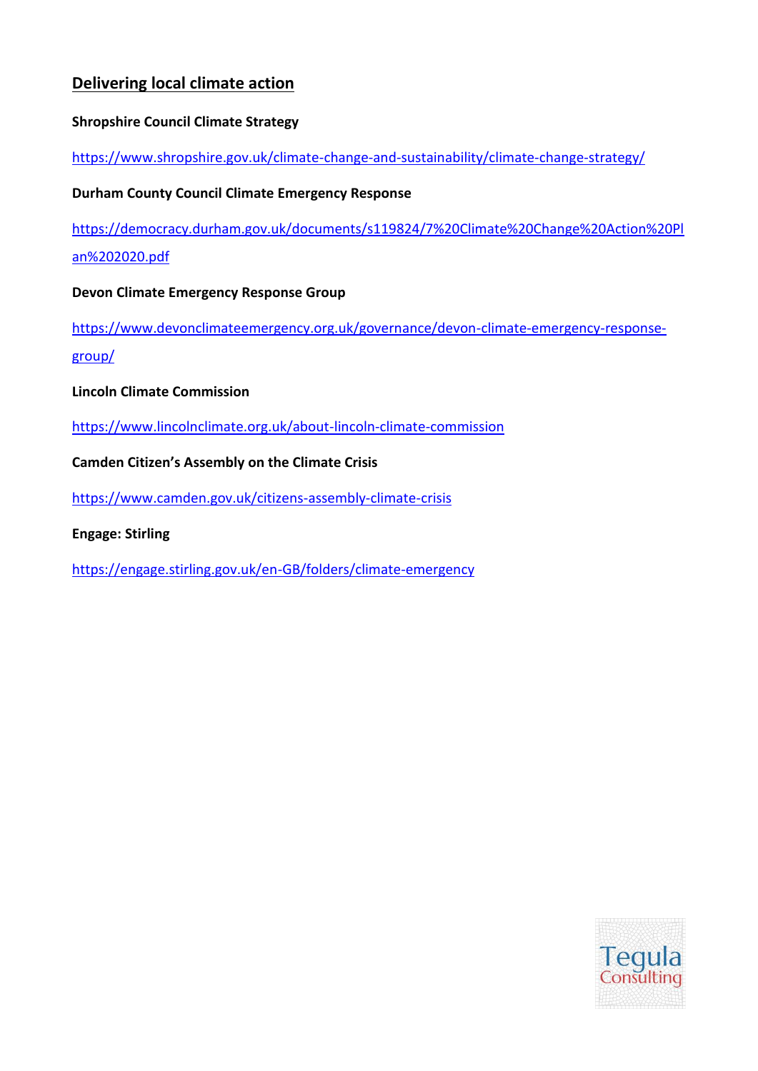## Delivering local climate action

**Shropshire Council Climate Strategy**

https://www.shropshire.gov.uk/climate-change-and-sustainability/climate-change-strategy/

**Durham County Council Climate Emergency Response**

https://democracy.durham.gov.uk/documents/s119824/7%20Climate%20Change%20Action%20Plan%202020.pdf

**Devon Climate Emergency Response Group**

https://www.devonclimateemergency.org.uk/governance/devon-climate-emergency-response-group/

**Lincoln Climate Commission**

https://www.lincolnclimate.org.uk/about-lincoln-climate-commission

**Camden Citizen's Assembly on the Climate Crisis**

https://www.camden.gov.uk/citizens-assembly-climate-crisis

**Engage: Stirling**

https://engage.stirling.gov.uk/en-GB/folders/climate-emergency